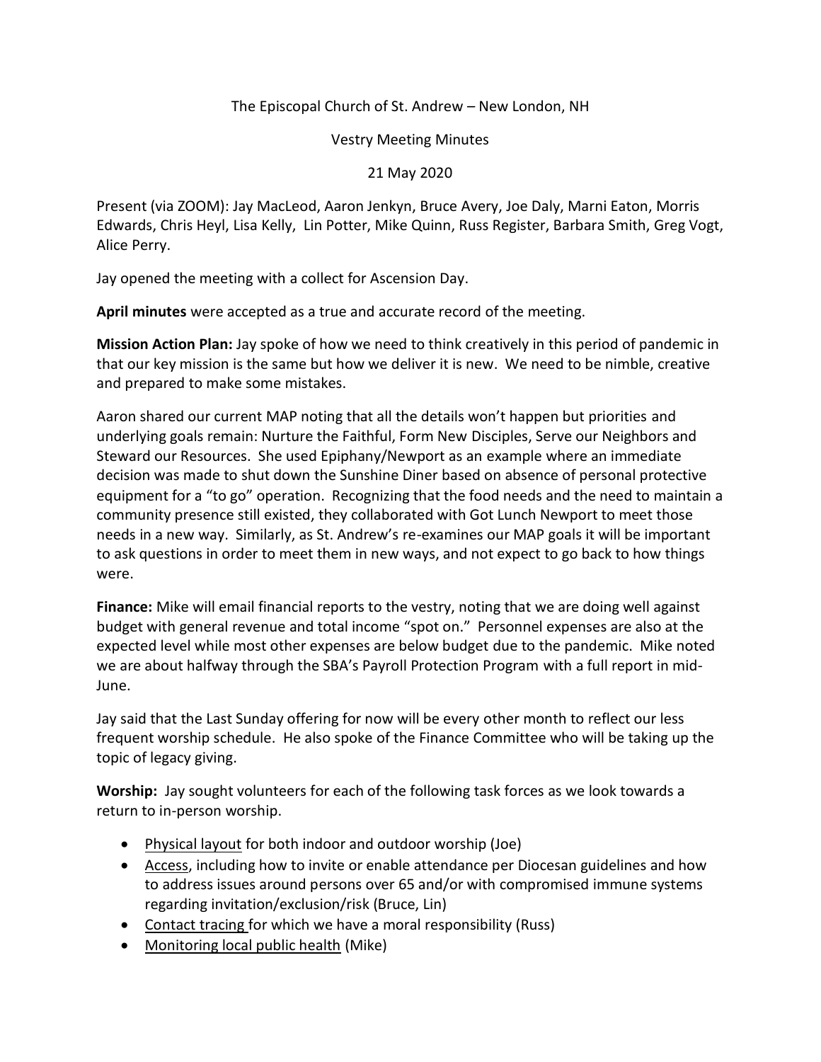The Episcopal Church of St. Andrew – New London, NH

Vestry Meeting Minutes

21 May 2020

Present (via ZOOM): Jay MacLeod, Aaron Jenkyn, Bruce Avery, Joe Daly, Marni Eaton, Morris Edwards, Chris Heyl, Lisa Kelly, Lin Potter, Mike Quinn, Russ Register, Barbara Smith, Greg Vogt, Alice Perry.

Jay opened the meeting with a collect for Ascension Day.

**April minutes** were accepted as a true and accurate record of the meeting.

**Mission Action Plan:** Jay spoke of how we need to think creatively in this period of pandemic in that our key mission is the same but how we deliver it is new. We need to be nimble, creative and prepared to make some mistakes.

Aaron shared our current MAP noting that all the details won't happen but priorities and underlying goals remain: Nurture the Faithful, Form New Disciples, Serve our Neighbors and Steward our Resources. She used Epiphany/Newport as an example where an immediate decision was made to shut down the Sunshine Diner based on absence of personal protective equipment for a "to go" operation. Recognizing that the food needs and the need to maintain a community presence still existed, they collaborated with Got Lunch Newport to meet those needs in a new way. Similarly, as St. Andrew's re-examines our MAP goals it will be important to ask questions in order to meet them in new ways, and not expect to go back to how things were.

**Finance:** Mike will email financial reports to the vestry, noting that we are doing well against budget with general revenue and total income "spot on." Personnel expenses are also at the expected level while most other expenses are below budget due to the pandemic. Mike noted we are about halfway through the SBA's Payroll Protection Program with a full report in mid-June.

Jay said that the Last Sunday offering for now will be every other month to reflect our less frequent worship schedule. He also spoke of the Finance Committee who will be taking up the topic of legacy giving.

**Worship:** Jay sought volunteers for each of the following task forces as we look towards a return to in-person worship.

- <u>Physical layout</u> for both indoor and outdoor worship (Joe)
- <u>Access</u>, including how to invite or enable attendance per Diocesan guidelines and how to address issues around persons over 65 and/or with compromised immune systems regarding invitation/exclusion/risk (Bruce, Lin)
- <u>Contact tracing</u> for which we have a moral responsibility (Russ)
- <u>Monitoring local public health</u> (Mike)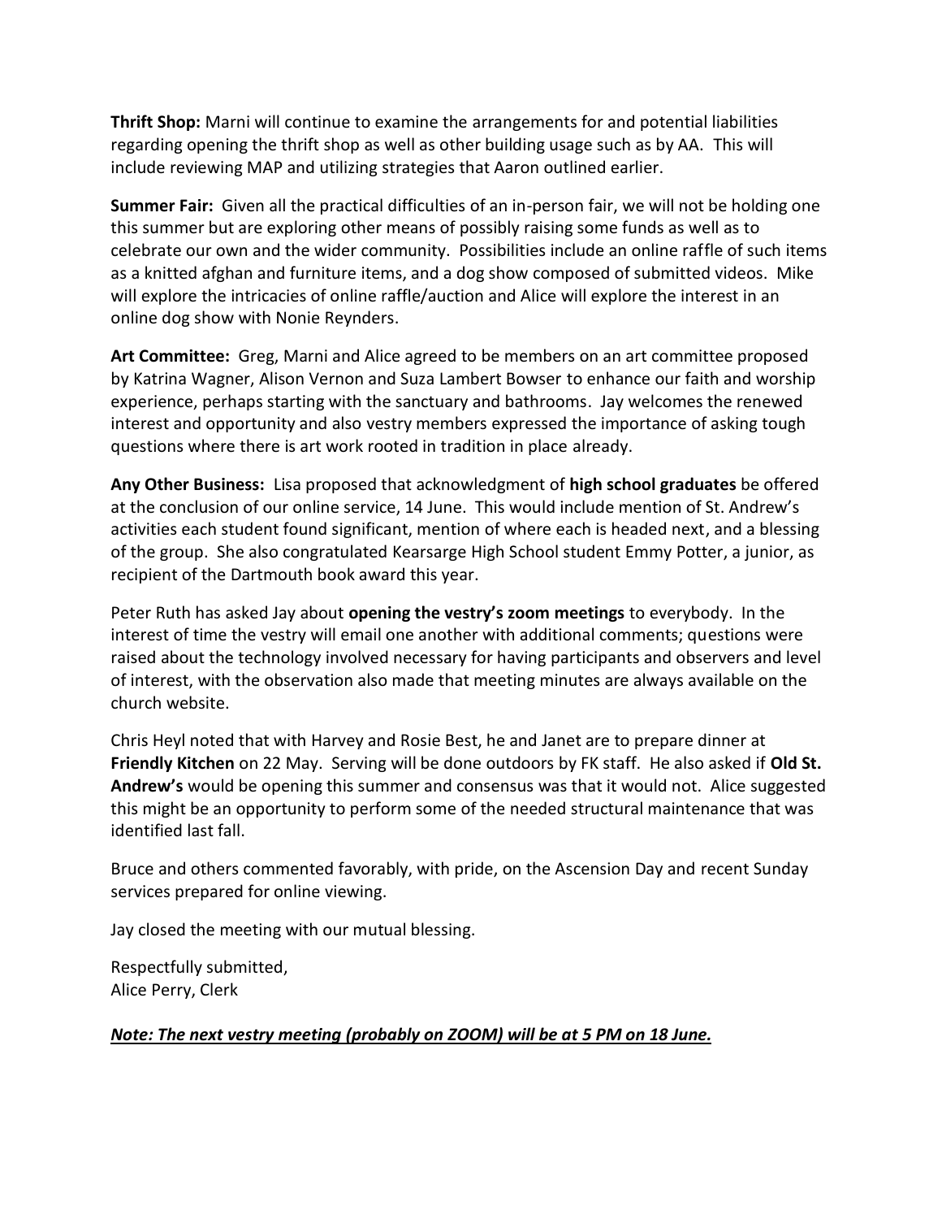**Thrift Shop:** Marni will continue to examine the arrangements for and potential liabilities regarding opening the thrift shop as well as other building usage such as by AA. This will include reviewing MAP and utilizing strategies that Aaron outlined earlier.

**Summer Fair:** Given all the practical difficulties of an in-person fair, we will not be holding one this summer but are exploring other means of possibly raising some funds as well as to celebrate our own and the wider community. Possibilities include an online raffle of such items as a knitted afghan and furniture items, and a dog show composed of submitted videos. Mike will explore the intricacies of online raffle/auction and Alice will explore the interest in an online dog show with Nonie Reynders.

**Art Committee:** Greg, Marni and Alice agreed to be members on an art committee proposed by Katrina Wagner, Alison Vernon and Suza Lambert Bowser to enhance our faith and worship experience, perhaps starting with the sanctuary and bathrooms. Jay welcomes the renewed interest and opportunity and also vestry members expressed the importance of asking tough questions where there is art work rooted in tradition in place already.

**Any Other Business:** Lisa proposed that acknowledgment of **high school graduates** be offered at the conclusion of our online service, 14 June. This would include mention of St. Andrew's activities each student found significant, mention of where each is headed next, and a blessing of the group. She also congratulated Kearsarge High School student Emmy Potter, a junior, as recipient of the Dartmouth book award this year.

Peter Ruth has asked Jay about **opening the vestry's zoom meetings** to everybody. In the interest of time the vestry will email one another with additional comments; questions were raised about the technology involved necessary for having participants and observers and level of interest, with the observation also made that meeting minutes are always available on the church website.

Chris Heyl noted that with Harvey and Rosie Best, he and Janet are to prepare dinner at **Friendly Kitchen** on 22 May. Serving will be done outdoors by FK staff. He also asked if **Old St. Andrew's** would be opening this summer and consensus was that it would not. Alice suggested this might be an opportunity to perform some of the needed structural maintenance that was identified last fall.

Bruce and others commented favorably, with pride, on the Ascension Day and recent Sunday services prepared for online viewing.

Jay closed the meeting with our mutual blessing.

Respectfully submitted,
Alice Perry, Clerk

***Note: The next vestry meeting (probably on ZOOM) will be at 5 PM on 18 June.***